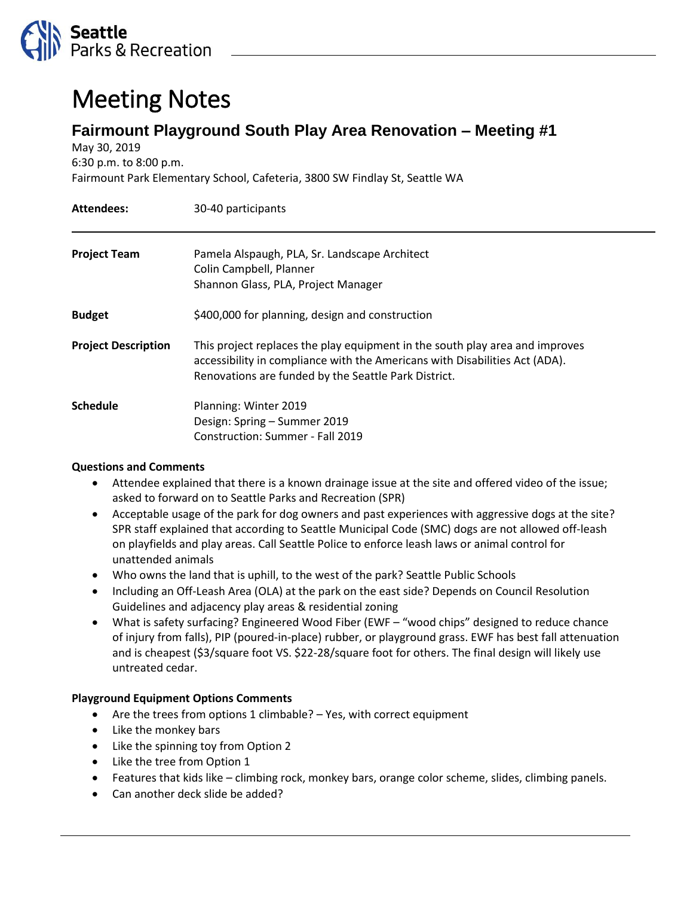Seattle Parks & Recreation

# Meeting Notes

## Fairmount Playground South Play Area Renovation – Meeting #1

May 30, 2019
6:30 p.m. to 8:00 p.m.
Fairmount Park Elementary School, Cafeteria, 3800 SW Findlay St, Seattle WA

**Attendees:** 30-40 participants

---

**Project Team**
Pamela Alspaugh, PLA, Sr. Landscape Architect
Colin Campbell, Planner
Shannon Glass, PLA, Project Manager

**Budget**
$400,000 for planning, design and construction

**Project Description**
This project replaces the play equipment in the south play area and improves accessibility in compliance with the Americans with Disabilities Act (ADA). Renovations are funded by the Seattle Park District.

**Schedule**
Planning: Winter 2019
Design: Spring – Summer 2019
Construction: Summer - Fall 2019

**Questions and Comments**

- Attendee explained that there is a known drainage issue at the site and offered video of the issue; asked to forward on to Seattle Parks and Recreation (SPR)
- Acceptable usage of the park for dog owners and past experiences with aggressive dogs at the site? SPR staff explained that according to Seattle Municipal Code (SMC) dogs are not allowed off-leash on playfields and play areas. Call Seattle Police to enforce leash laws or animal control for unattended animals
- Who owns the land that is uphill, to the west of the park? Seattle Public Schools
- Including an Off-Leash Area (OLA) at the park on the east side? Depends on Council Resolution Guidelines and adjacency play areas & residential zoning
- What is safety surfacing? Engineered Wood Fiber (EWF – "wood chips" designed to reduce chance of injury from falls), PIP (poured-in-place) rubber, or playground grass. EWF has best fall attenuation and is cheapest ($3/square foot VS. $22-28/square foot for others. The final design will likely use untreated cedar.

**Playground Equipment Options Comments**

- Are the trees from options 1 climbable? – Yes, with correct equipment
- Like the monkey bars
- Like the spinning toy from Option 2
- Like the tree from Option 1
- Features that kids like – climbing rock, monkey bars, orange color scheme, slides, climbing panels.
- Can another deck slide be added?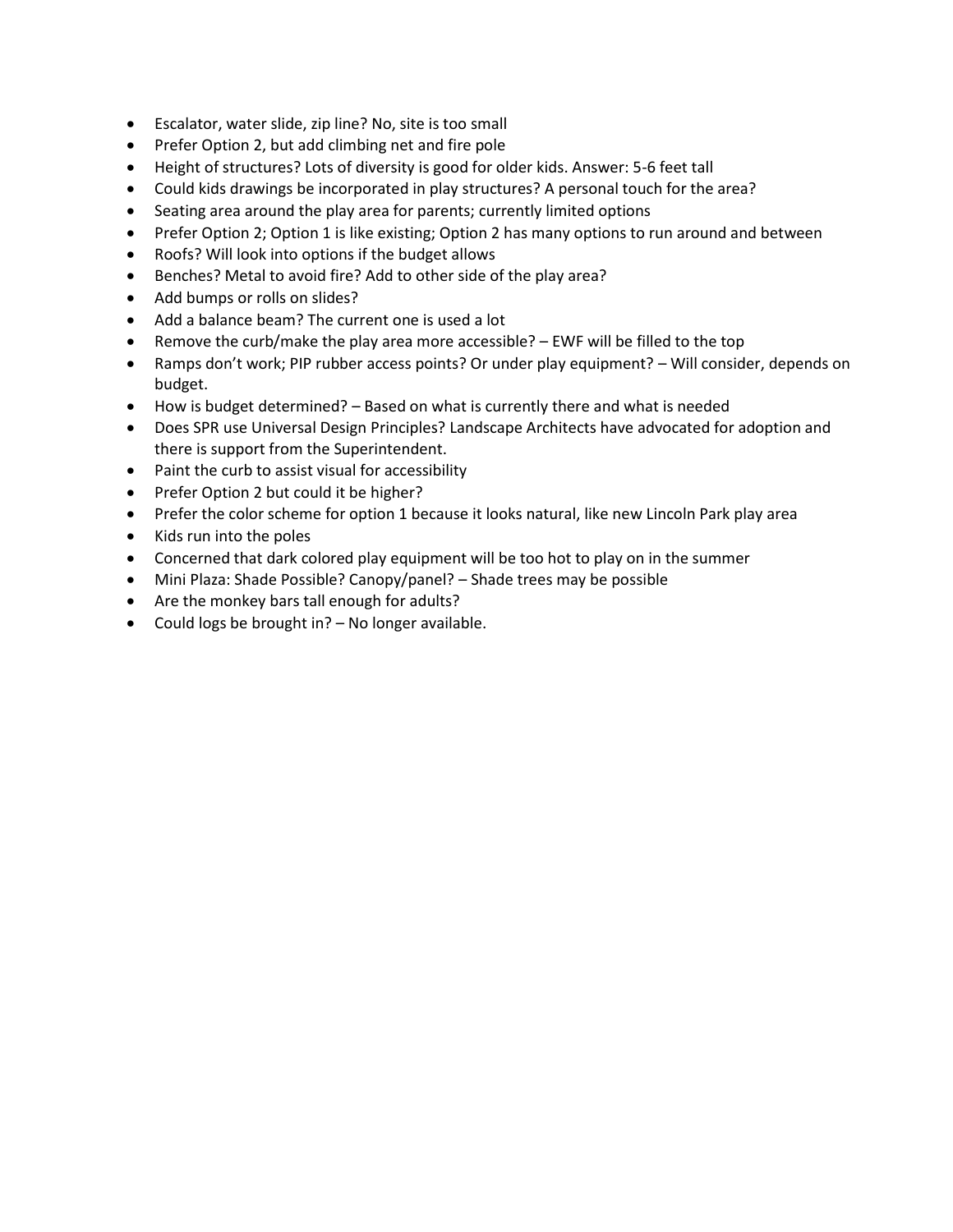- Escalator, water slide, zip line? No, site is too small
- Prefer Option 2, but add climbing net and fire pole
- Height of structures? Lots of diversity is good for older kids. Answer: 5-6 feet tall
- Could kids drawings be incorporated in play structures? A personal touch for the area?
- Seating area around the play area for parents; currently limited options
- Prefer Option 2; Option 1 is like existing; Option 2 has many options to run around and between
- Roofs? Will look into options if the budget allows
- Benches? Metal to avoid fire? Add to other side of the play area?
- Add bumps or rolls on slides?
- Add a balance beam? The current one is used a lot
- Remove the curb/make the play area more accessible? – EWF will be filled to the top
- Ramps don't work; PIP rubber access points? Or under play equipment? – Will consider, depends on budget.
- How is budget determined? – Based on what is currently there and what is needed
- Does SPR use Universal Design Principles? Landscape Architects have advocated for adoption and there is support from the Superintendent.
- Paint the curb to assist visual for accessibility
- Prefer Option 2 but could it be higher?
- Prefer the color scheme for option 1 because it looks natural, like new Lincoln Park play area
- Kids run into the poles
- Concerned that dark colored play equipment will be too hot to play on in the summer
- Mini Plaza: Shade Possible? Canopy/panel? – Shade trees may be possible
- Are the monkey bars tall enough for adults?
- Could logs be brought in? – No longer available.